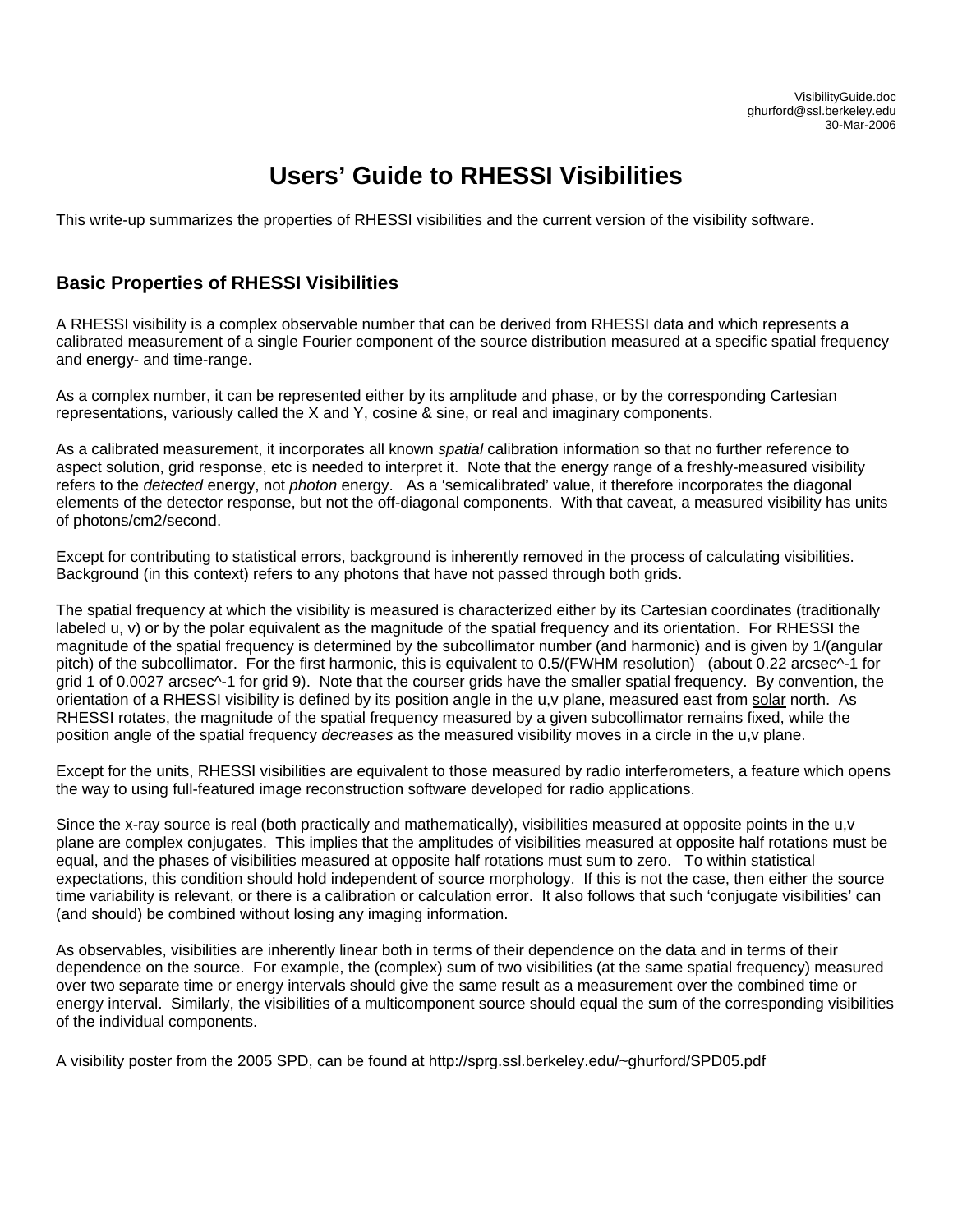VisibilityGuide.doc
ghurford@ssl.berkeley.edu
30-Mar-2006

# Users' Guide to RHESSI Visibilities

This write-up summarizes the properties of RHESSI visibilities and the current version of the visibility software.

## Basic Properties of RHESSI Visibilities

A RHESSI visibility is a complex observable number that can be derived from RHESSI data and which represents a calibrated measurement of a single Fourier component of the source distribution measured at a specific spatial frequency and energy- and time-range.

As a complex number, it can be represented either by its amplitude and phase, or by the corresponding Cartesian representations, variously called the X and Y, cosine & sine, or real and imaginary components.

As a calibrated measurement, it incorporates all known *spatial* calibration information so that no further reference to aspect solution, grid response, etc is needed to interpret it. Note that the energy range of a freshly-measured visibility refers to the *detected* energy, not *photon* energy. As a 'semicalibrated' value, it therefore incorporates the diagonal elements of the detector response, but not the off-diagonal components. With that caveat, a measured visibility has units of photons/cm2/second.

Except for contributing to statistical errors, background is inherently removed in the process of calculating visibilities. Background (in this context) refers to any photons that have not passed through both grids.

The spatial frequency at which the visibility is measured is characterized either by its Cartesian coordinates (traditionally labeled u, v) or by the polar equivalent as the magnitude of the spatial frequency and its orientation. For RHESSI the magnitude of the spatial frequency is determined by the subcollimator number (and harmonic) and is given by 1/(angular pitch) of the subcollimator. For the first harmonic, this is equivalent to 0.5/(FWHM resolution) (about 0.22 arcsec^-1 for grid 1 of 0.0027 arcsec^-1 for grid 9). Note that the courser grids have the smaller spatial frequency. By convention, the orientation of a RHESSI visibility is defined by its position angle in the u,v plane, measured east from solar north. As RHESSI rotates, the magnitude of the spatial frequency measured by a given subcollimator remains fixed, while the position angle of the spatial frequency *decreases* as the measured visibility moves in a circle in the u,v plane.

Except for the units, RHESSI visibilities are equivalent to those measured by radio interferometers, a feature which opens the way to using full-featured image reconstruction software developed for radio applications.

Since the x-ray source is real (both practically and mathematically), visibilities measured at opposite points in the u,v plane are complex conjugates. This implies that the amplitudes of visibilities measured at opposite half rotations must be equal, and the phases of visibilities measured at opposite half rotations must sum to zero. To within statistical expectations, this condition should hold independent of source morphology. If this is not the case, then either the source time variability is relevant, or there is a calibration or calculation error. It also follows that such 'conjugate visibilities' can (and should) be combined without losing any imaging information.

As observables, visibilities are inherently linear both in terms of their dependence on the data and in terms of their dependence on the source. For example, the (complex) sum of two visibilities (at the same spatial frequency) measured over two separate time or energy intervals should give the same result as a measurement over the combined time or energy interval. Similarly, the visibilities of a multicomponent source should equal the sum of the corresponding visibilities of the individual components.

A visibility poster from the 2005 SPD, can be found at http://sprg.ssl.berkeley.edu/~ghurford/SPD05.pdf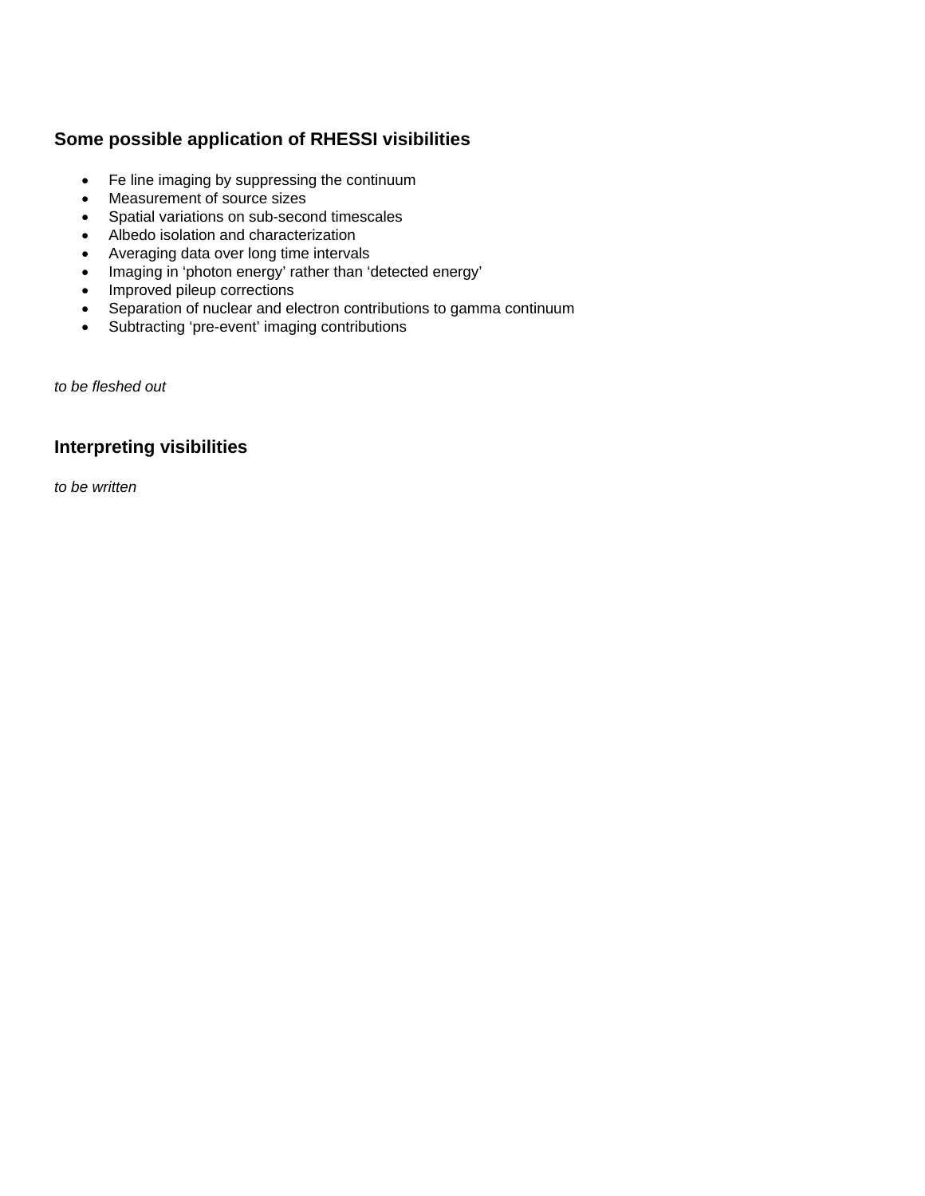## Some possible application of RHESSI visibilities

- Fe line imaging by suppressing the continuum
- Measurement of source sizes
- Spatial variations on sub-second timescales
- Albedo isolation and characterization
- Averaging data over long time intervals
- Imaging in ‘photon energy’ rather than ‘detected energy’
- Improved pileup corrections
- Separation of nuclear and electron contributions to gamma continuum
- Subtracting ‘pre-event’ imaging contributions

*to be fleshed out*

## Interpreting visibilities

*to be written*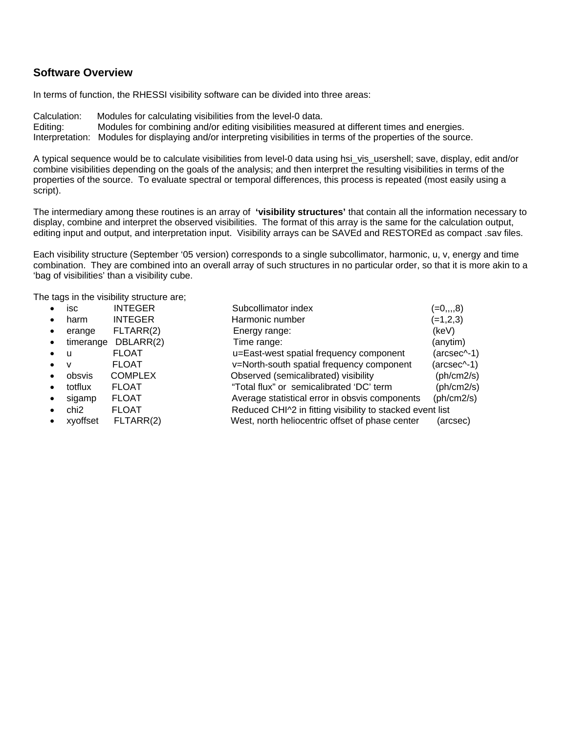## Software Overview

In terms of function, the RHESSI visibility software can be divided into three areas:

Calculation: Modules for calculating visibilities from the level-0 data.
Editing: Modules for combining and/or editing visibilities measured at different times and energies.
Interpretation: Modules for displaying and/or interpreting visibilities in terms of the properties of the source.

A typical sequence would be to calculate visibilities from level-0 data using hsi_vis_usershell; save, display, edit and/or combine visibilities depending on the goals of the analysis; and then interpret the resulting visibilities in terms of the properties of the source. To evaluate spectral or temporal differences, this process is repeated (most easily using a script).

The intermediary among these routines is an array of **'visibility structures'** that contain all the information necessary to display, combine and interpret the observed visibilities. The format of this array is the same for the calculation output, editing input and output, and interpretation input. Visibility arrays can be SAVEd and RESTOREd as compact .sav files.

Each visibility structure (September '05 version) corresponds to a single subcollimator, harmonic, u, v, energy and time combination. They are combined into an overall array of such structures in no particular order, so that it is more akin to a 'bag of visibilities' than a visibility cube.

The tags in the visibility structure are;

- isc INTEGER Subcollimator index (=0,,,,8)
- harm INTEGER Harmonic number (=1,2,3)
- erange FLTARR(2) Energy range: (keV)
- timerange DBLARR(2) Time range: (anytim)
- u FLOAT u=East-west spatial frequency component (arcsec^-1)
- v FLOAT v=North-south spatial frequency component (arcsec^-1)
- obsvis COMPLEX Observed (semicalibrated) visibility (ph/cm2/s)
- totflux FLOAT "Total flux" or semicalibrated 'DC' term (ph/cm2/s)
- sigamp FLOAT Average statistical error in obsvis components (ph/cm2/s)
- chi2 FLOAT Reduced CHI^2 in fitting visibility to stacked event list
- xyoffset FLTARR(2) West, north heliocentric offset of phase center (arcsec)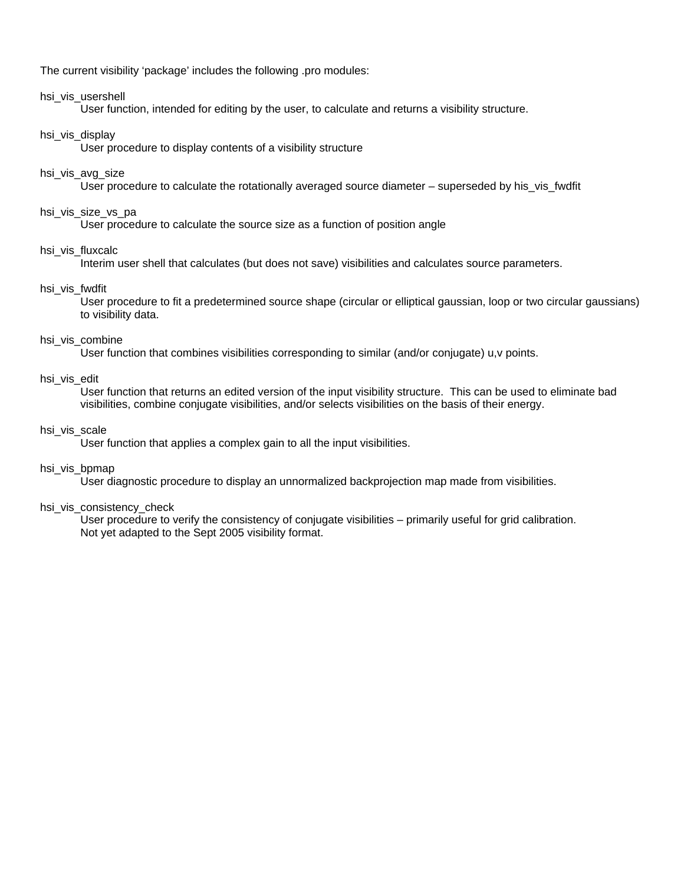The current visibility 'package' includes the following .pro modules:

hsi_vis_usershell
  User function, intended for editing by the user, to calculate and returns a visibility structure.

hsi_vis_display
  User procedure to display contents of a visibility structure

hsi_vis_avg_size
  User procedure to calculate the rotationally averaged source diameter – superseded by his_vis_fwdfit

hsi_vis_size_vs_pa
  User procedure to calculate the source size as a function of position angle

hsi_vis_fluxcalc
  Interim user shell that calculates (but does not save) visibilities and calculates source parameters.

hsi_vis_fwdfit
  User procedure to fit a predetermined source shape (circular or elliptical gaussian, loop or two circular gaussians) to visibility data.

hsi_vis_combine
  User function that combines visibilities corresponding to similar (and/or conjugate) u,v points.

hsi_vis_edit
  User function that returns an edited version of the input visibility structure. This can be used to eliminate bad visibilities, combine conjugate visibilities, and/or selects visibilities on the basis of their energy.

hsi_vis_scale
  User function that applies a complex gain to all the input visibilities.

hsi_vis_bpmap
  User diagnostic procedure to display an unnormalized backprojection map made from visibilities.

hsi_vis_consistency_check
  User procedure to verify the consistency of conjugate visibilities – primarily useful for grid calibration.
  Not yet adapted to the Sept 2005 visibility format.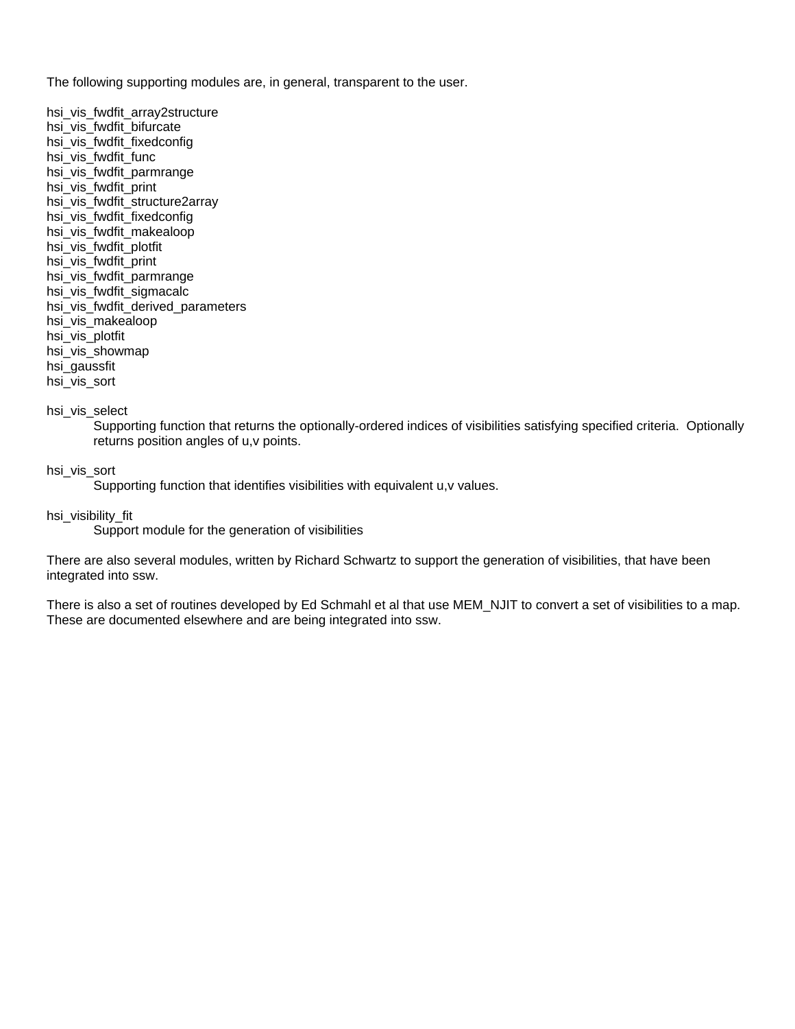The following supporting modules are, in general, transparent to the user.

hsi_vis_fwdfit_array2structure
hsi_vis_fwdfit_bifurcate
hsi_vis_fwdfit_fixedconfig
hsi_vis_fwdfit_func
hsi_vis_fwdfit_parmrange
hsi_vis_fwdfit_print
hsi_vis_fwdfit_structure2array
hsi_vis_fwdfit_fixedconfig
hsi_vis_fwdfit_makealoop
hsi_vis_fwdfit_plotfit
hsi_vis_fwdfit_print
hsi_vis_fwdfit_parmrange
hsi_vis_fwdfit_sigmacalc
hsi_vis_fwdfit_derived_parameters
hsi_vis_makealoop
hsi_vis_plotfit
hsi_vis_showmap
hsi_gaussfit
hsi_vis_sort

hsi_vis_select

> Supporting function that returns the optionally-ordered indices of visibilities satisfying specified criteria. Optionally returns position angles of u,v points.

hsi_vis_sort

> Supporting function that identifies visibilities with equivalent u,v values.

hsi_visibility_fit

> Support module for the generation of visibilities

There are also several modules, written by Richard Schwartz to support the generation of visibilities, that have been integrated into ssw.

There is also a set of routines developed by Ed Schmahl et al that use MEM_NJIT to convert a set of visibilities to a map. These are documented elsewhere and are being integrated into ssw.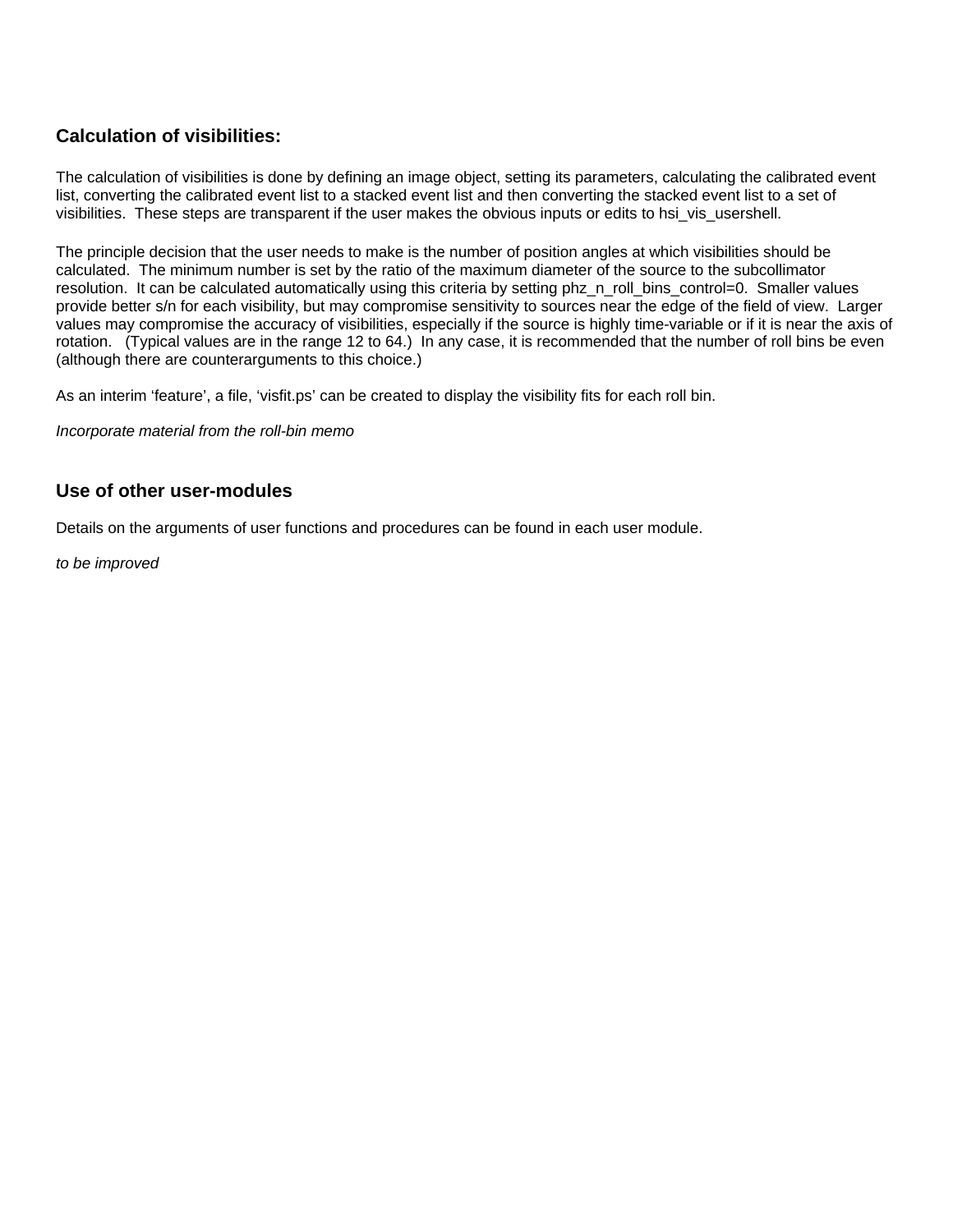## Calculation of visibilities:

The calculation of visibilities is done by defining an image object, setting its parameters, calculating the calibrated event list, converting the calibrated event list to a stacked event list and then converting the stacked event list to a set of visibilities. These steps are transparent if the user makes the obvious inputs or edits to hsi_vis_usershell.

The principle decision that the user needs to make is the number of position angles at which visibilities should be calculated. The minimum number is set by the ratio of the maximum diameter of the source to the subcollimator resolution. It can be calculated automatically using this criteria by setting phz_n_roll_bins_control=0. Smaller values provide better s/n for each visibility, but may compromise sensitivity to sources near the edge of the field of view. Larger values may compromise the accuracy of visibilities, especially if the source is highly time-variable or if it is near the axis of rotation. (Typical values are in the range 12 to 64.) In any case, it is recommended that the number of roll bins be even (although there are counterarguments to this choice.)

As an interim 'feature', a file, 'visfit.ps' can be created to display the visibility fits for each roll bin.

*Incorporate material from the roll-bin memo*

## Use of other user-modules

Details on the arguments of user functions and procedures can be found in each user module.

*to be improved*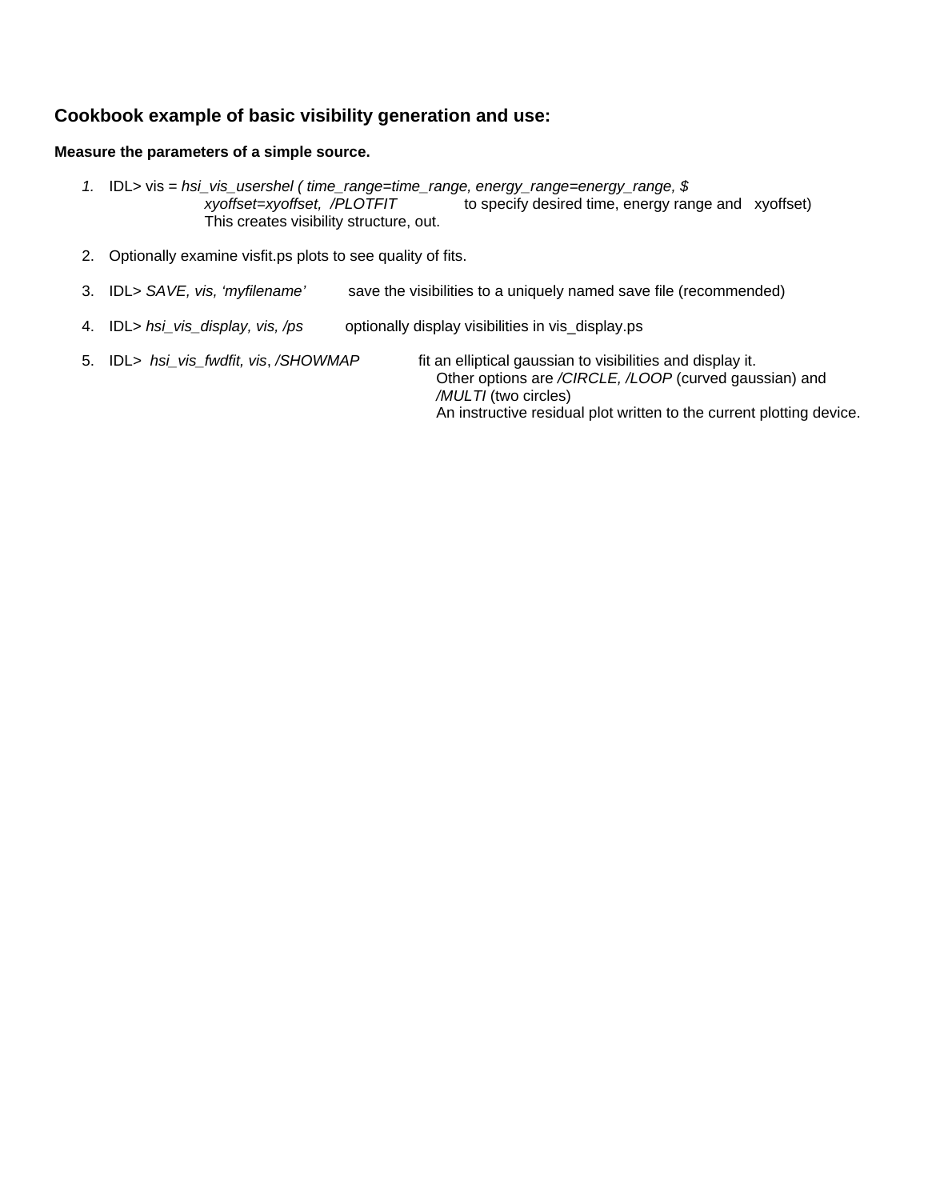### Cookbook example of basic visibility generation and use:

**Measure the parameters of a simple source.**

1. IDL> vis = *hsi_vis_usershel ( time_range=time_range, energy_range=energy_range, $ xyoffset=xyoffset, /PLOTFIT* to specify desired time, energy range and xyoffset)
   This creates visibility structure, out.

2. Optionally examine visfit.ps plots to see quality of fits.

3. IDL> *SAVE, vis, 'myfilename'* save the visibilities to a uniquely named save file (recommended)

4. IDL> *hsi_vis_display, vis, /ps* optionally display visibilities in vis_display.ps

5. IDL> *hsi_vis_fwdfit, vis*, */SHOWMAP* fit an elliptical gaussian to visibilities and display it.
   Other options are */CIRCLE, /LOOP* (curved gaussian) and */MULTI* (two circles)
   An instructive residual plot written to the current plotting device.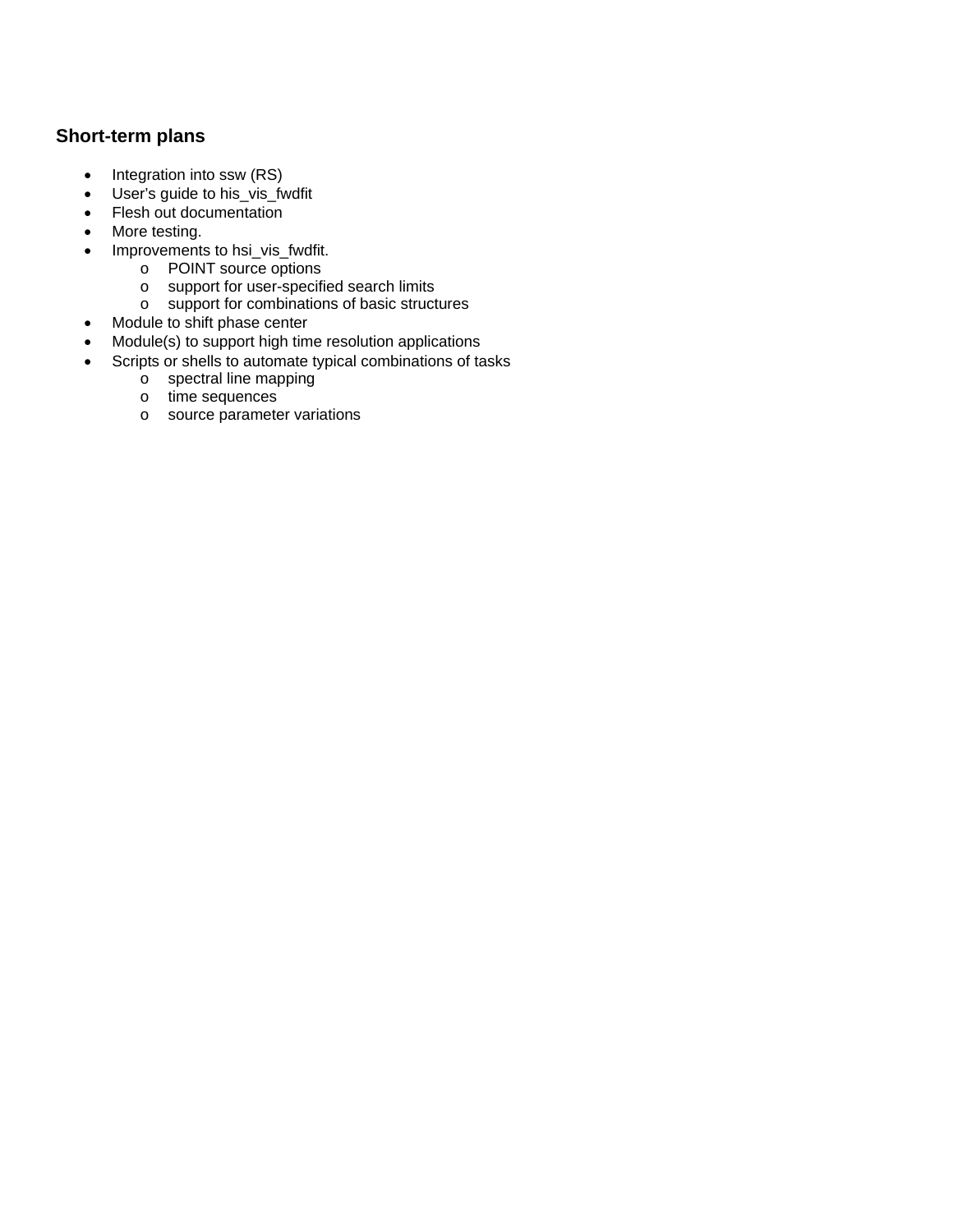## Short-term plans

- Integration into ssw (RS)
- User's guide to his_vis_fwdfit
- Flesh out documentation
- More testing.
- Improvements to hsi_vis_fwdfit.
  - POINT source options
  - support for user-specified search limits
  - support for combinations of basic structures
- Module to shift phase center
- Module(s) to support high time resolution applications
- Scripts or shells to automate typical combinations of tasks
  - spectral line mapping
  - time sequences
  - source parameter variations